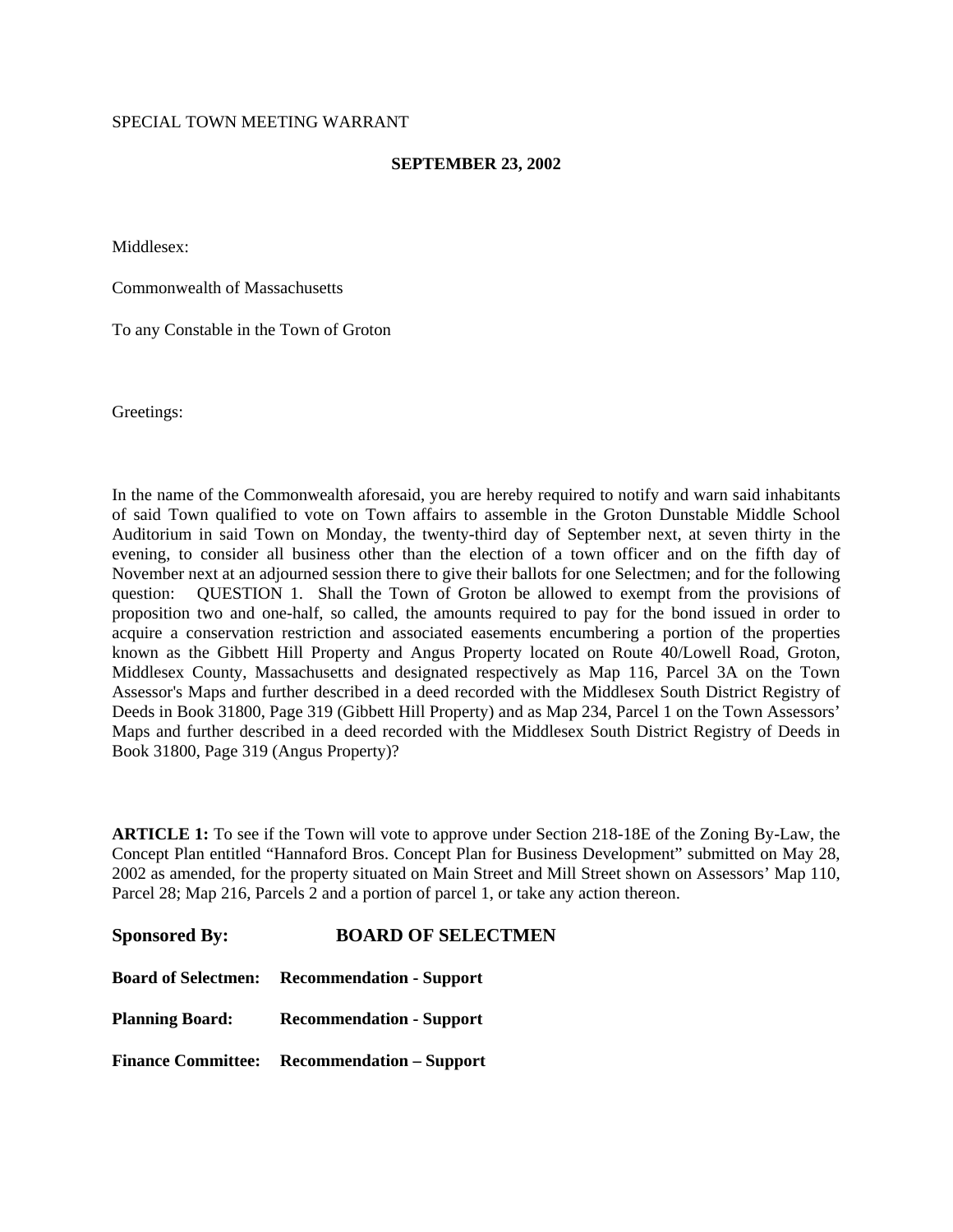SPECIAL TOWN MEETING WARRANT

**SEPTEMBER 23, 2002**

Middlesex:

Commonwealth of Massachusetts

To any Constable in the Town of Groton

Greetings:

In the name of the Commonwealth aforesaid, you are hereby required to notify and warn said inhabitants of said Town qualified to vote on Town affairs to assemble in the Groton Dunstable Middle School Auditorium in said Town on Monday, the twenty-third day of September next, at seven thirty in the evening, to consider all business other than the election of a town officer and on the fifth day of November next at an adjourned session there to give their ballots for one Selectmen; and for the following question: QUESTION 1. Shall the Town of Groton be allowed to exempt from the provisions of proposition two and one-half, so called, the amounts required to pay for the bond issued in order to acquire a conservation restriction and associated easements encumbering a portion of the properties known as the Gibbett Hill Property and Angus Property located on Route 40/Lowell Road, Groton, Middlesex County, Massachusetts and designated respectively as Map 116, Parcel 3A on the Town Assessor's Maps and further described in a deed recorded with the Middlesex South District Registry of Deeds in Book 31800, Page 319 (Gibbett Hill Property) and as Map 234, Parcel 1 on the Town Assessors' Maps and further described in a deed recorded with the Middlesex South District Registry of Deeds in Book 31800, Page 319 (Angus Property)?

**ARTICLE 1:** To see if the Town will vote to approve under Section 218-18E of the Zoning By-Law, the Concept Plan entitled "Hannaford Bros. Concept Plan for Business Development" submitted on May 28, 2002 as amended, for the property situated on Main Street and Mill Street shown on Assessors' Map 110, Parcel 28; Map 216, Parcels 2 and a portion of parcel 1, or take any action thereon.

**Sponsored By: BOARD OF SELECTMEN**

**Board of Selectmen: Recommendation - Support**

**Planning Board: Recommendation - Support**

**Finance Committee: Recommendation – Support**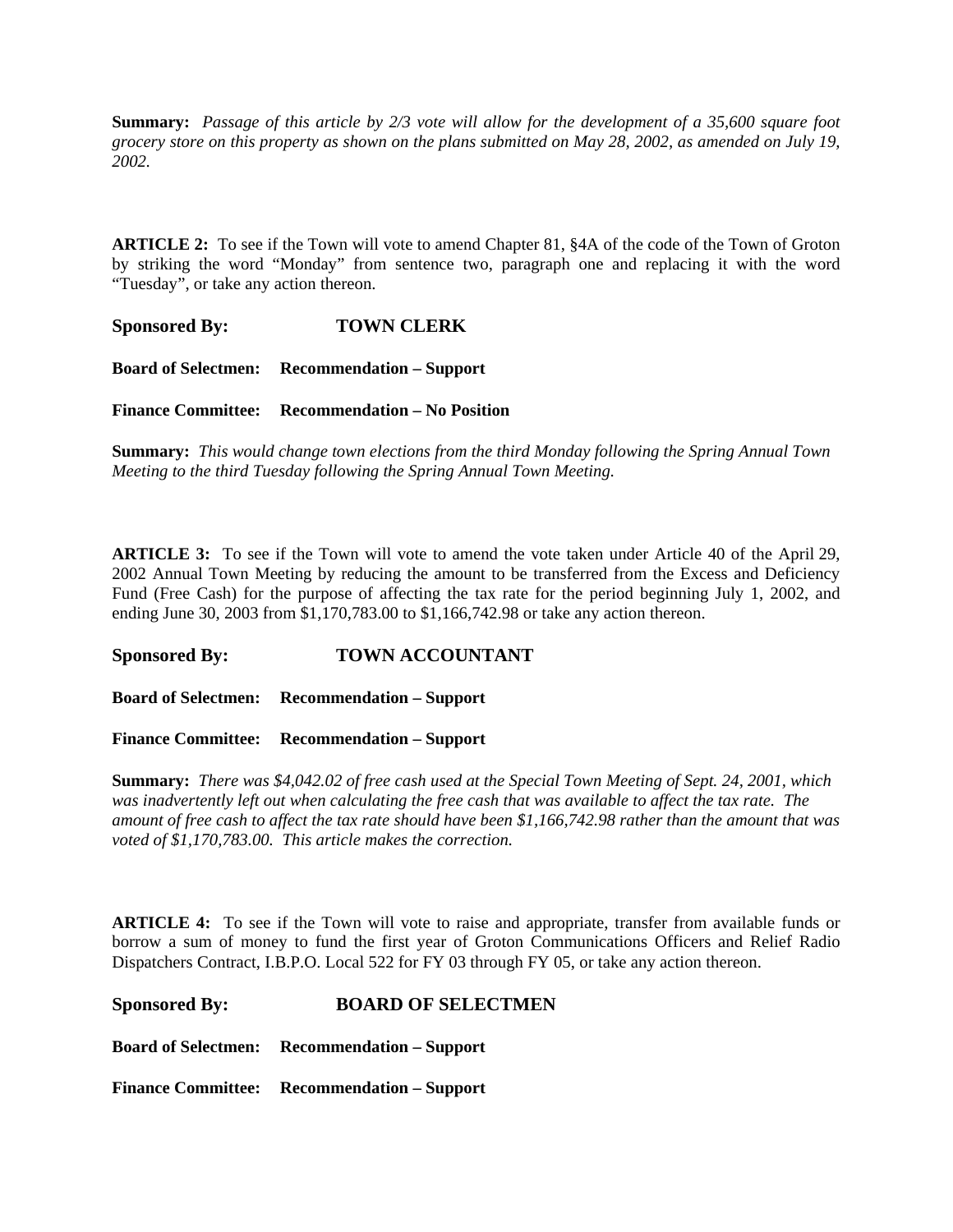**Summary:** *Passage of this article by 2/3 vote will allow for the development of a 35,600 square foot grocery store on this property as shown on the plans submitted on May 28, 2002, as amended on July 19, 2002.*

**ARTICLE 2:** To see if the Town will vote to amend Chapter 81, §4A of the code of the Town of Groton by striking the word "Monday" from sentence two, paragraph one and replacing it with the word "Tuesday", or take any action thereon.

**Sponsored By: TOWN CLERK**

**Board of Selectmen: Recommendation – Support**

**Finance Committee: Recommendation – No Position**

**Summary:** *This would change town elections from the third Monday following the Spring Annual Town Meeting to the third Tuesday following the Spring Annual Town Meeting.*

**ARTICLE 3:** To see if the Town will vote to amend the vote taken under Article 40 of the April 29, 2002 Annual Town Meeting by reducing the amount to be transferred from the Excess and Deficiency Fund (Free Cash) for the purpose of affecting the tax rate for the period beginning July 1, 2002, and ending June 30, 2003 from $1,170,783.00 to $1,166,742.98 or take any action thereon.

**Sponsored By: TOWN ACCOUNTANT**

**Board of Selectmen: Recommendation – Support**

**Finance Committee: Recommendation – Support**

**Summary:** *There was $4,042.02 of free cash used at the Special Town Meeting of Sept. 24, 2001, which was inadvertently left out when calculating the free cash that was available to affect the tax rate. The amount of free cash to affect the tax rate should have been $1,166,742.98 rather than the amount that was voted of $1,170,783.00. This article makes the correction.*

**ARTICLE 4:** To see if the Town will vote to raise and appropriate, transfer from available funds or borrow a sum of money to fund the first year of Groton Communications Officers and Relief Radio Dispatchers Contract, I.B.P.O. Local 522 for FY 03 through FY 05, or take any action thereon.

**Sponsored By: BOARD OF SELECTMEN**

**Board of Selectmen: Recommendation – Support**

**Finance Committee: Recommendation – Support**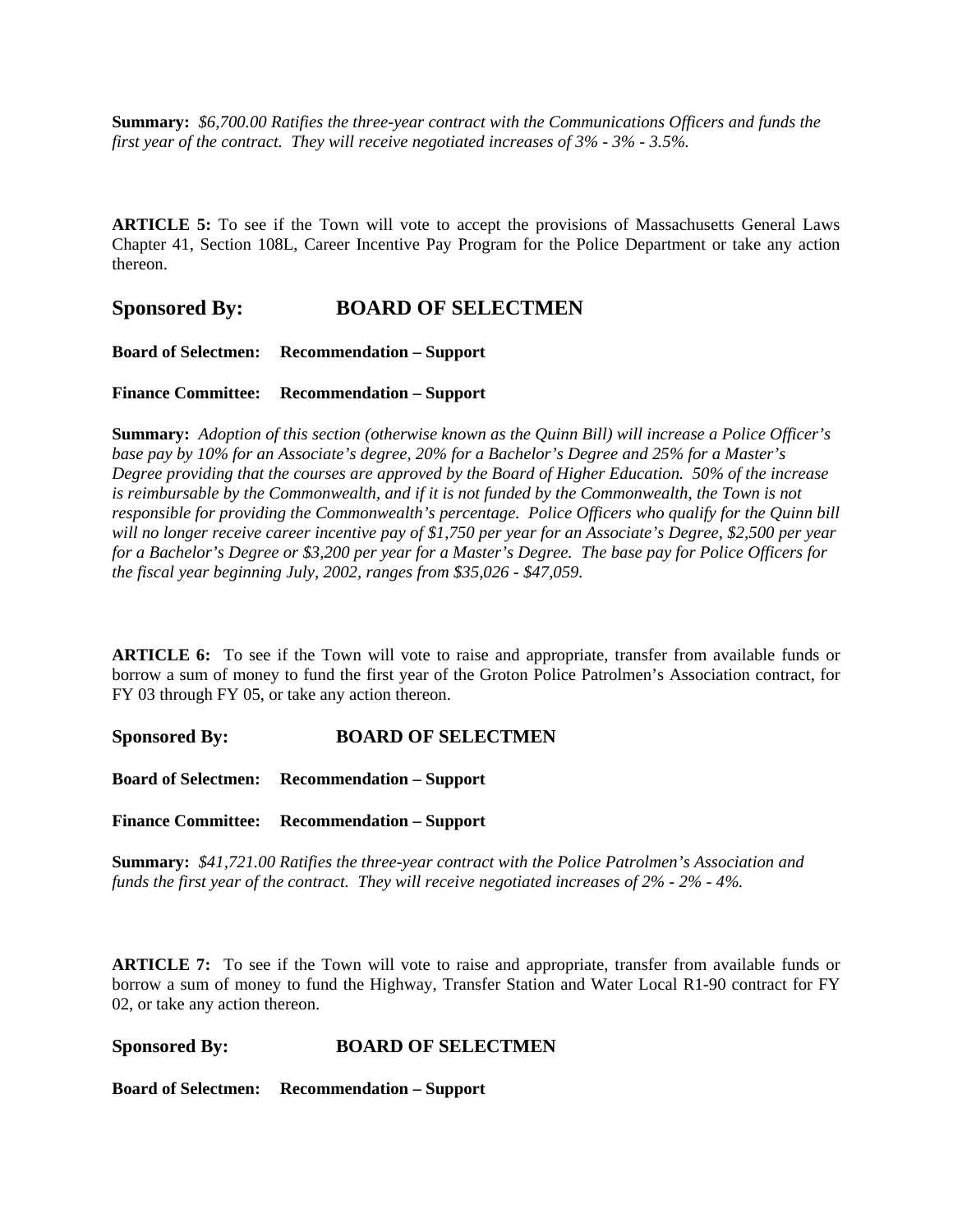**Summary:** *$6,700.00 Ratifies the three-year contract with the Communications Officers and funds the first year of the contract. They will receive negotiated increases of 3% - 3% - 3.5%.*

**ARTICLE 5:** To see if the Town will vote to accept the provisions of Massachusetts General Laws Chapter 41, Section 108L, Career Incentive Pay Program for the Police Department or take any action thereon.

## Sponsored By: BOARD OF SELECTMEN

**Board of Selectmen: Recommendation – Support**

**Finance Committee: Recommendation – Support**

**Summary:** *Adoption of this section (otherwise known as the Quinn Bill) will increase a Police Officer's base pay by 10% for an Associate's degree, 20% for a Bachelor's Degree and 25% for a Master's Degree providing that the courses are approved by the Board of Higher Education. 50% of the increase is reimbursable by the Commonwealth, and if it is not funded by the Commonwealth, the Town is not responsible for providing the Commonwealth's percentage. Police Officers who qualify for the Quinn bill will no longer receive career incentive pay of $1,750 per year for an Associate's Degree, $2,500 per year for a Bachelor's Degree or $3,200 per year for a Master's Degree. The base pay for Police Officers for the fiscal year beginning July, 2002, ranges from $35,026 - $47,059.*

**ARTICLE 6:** To see if the Town will vote to raise and appropriate, transfer from available funds or borrow a sum of money to fund the first year of the Groton Police Patrolmen's Association contract, for FY 03 through FY 05, or take any action thereon.

**Sponsored By: BOARD OF SELECTMEN**

**Board of Selectmen: Recommendation – Support**

**Finance Committee: Recommendation – Support**

**Summary:** *$41,721.00 Ratifies the three-year contract with the Police Patrolmen's Association and funds the first year of the contract. They will receive negotiated increases of 2% - 2% - 4%.*

**ARTICLE 7:** To see if the Town will vote to raise and appropriate, transfer from available funds or borrow a sum of money to fund the Highway, Transfer Station and Water Local R1-90 contract for FY 02, or take any action thereon.

**Sponsored By: BOARD OF SELECTMEN**

**Board of Selectmen: Recommendation – Support**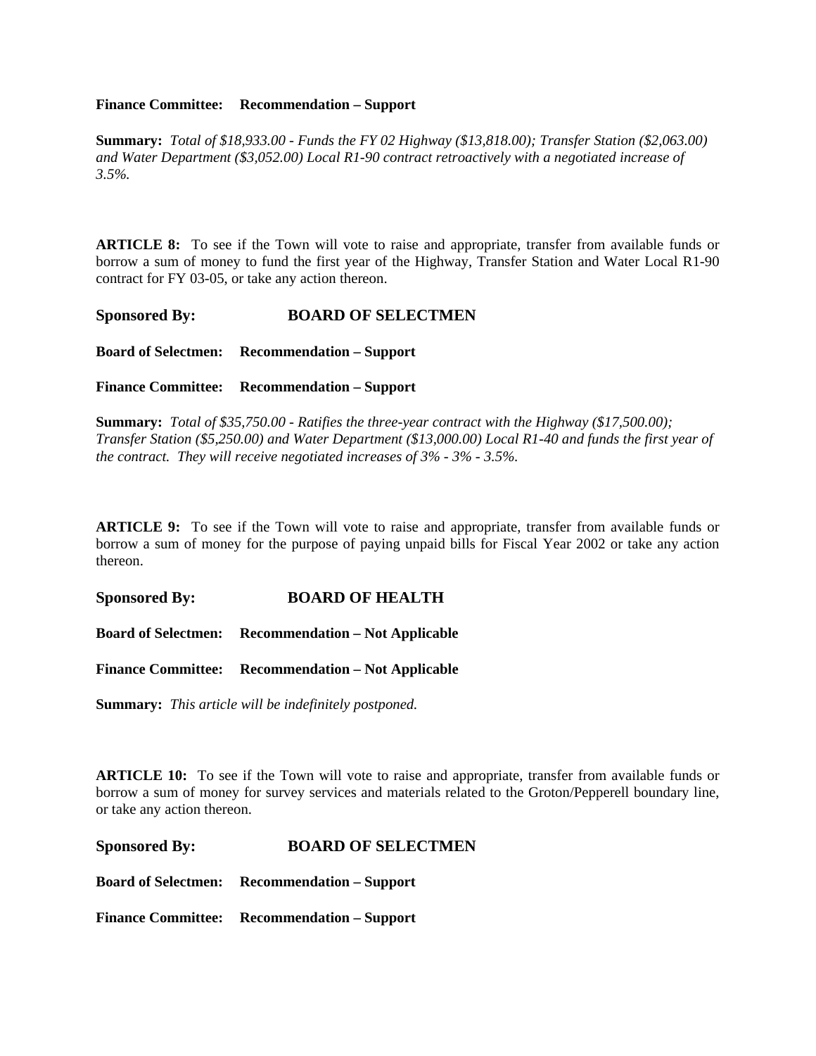**Finance Committee:** **Recommendation – Support**

**Summary:** *Total of $18,933.00 - Funds the FY 02 Highway ($13,818.00); Transfer Station ($2,063.00) and Water Department ($3,052.00) Local R1-90 contract retroactively with a negotiated increase of 3.5%.*

**ARTICLE 8:** To see if the Town will vote to raise and appropriate, transfer from available funds or borrow a sum of money to fund the first year of the Highway, Transfer Station and Water Local R1-90 contract for FY 03-05, or take any action thereon.

**Sponsored By:** **BOARD OF SELECTMEN**

**Board of Selectmen:** **Recommendation – Support**

**Finance Committee:** **Recommendation – Support**

**Summary:** *Total of $35,750.00 - Ratifies the three-year contract with the Highway ($17,500.00); Transfer Station ($5,250.00) and Water Department ($13,000.00) Local R1-40 and funds the first year of the contract. They will receive negotiated increases of 3% - 3% - 3.5%.*

**ARTICLE 9:** To see if the Town will vote to raise and appropriate, transfer from available funds or borrow a sum of money for the purpose of paying unpaid bills for Fiscal Year 2002 or take any action thereon.

**Sponsored By:** **BOARD OF HEALTH**

**Board of Selectmen:** **Recommendation – Not Applicable**

**Finance Committee:** **Recommendation – Not Applicable**

**Summary:** *This article will be indefinitely postponed.*

**ARTICLE 10:** To see if the Town will vote to raise and appropriate, transfer from available funds or borrow a sum of money for survey services and materials related to the Groton/Pepperell boundary line, or take any action thereon.

**Sponsored By:** **BOARD OF SELECTMEN**

**Board of Selectmen:** **Recommendation – Support**

**Finance Committee:** **Recommendation – Support**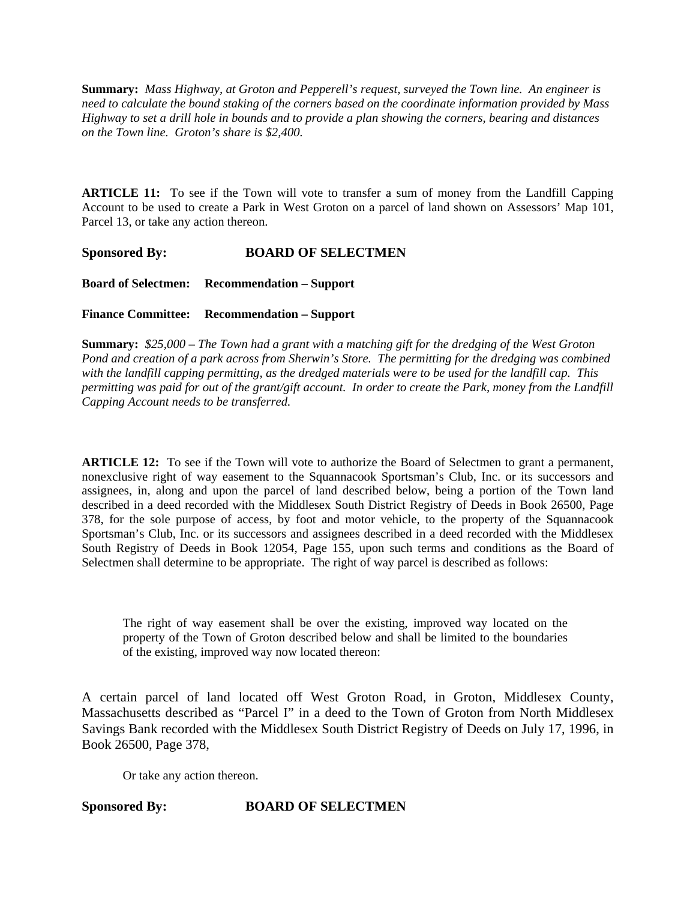**Summary:** *Mass Highway, at Groton and Pepperell's request, surveyed the Town line. An engineer is need to calculate the bound staking of the corners based on the coordinate information provided by Mass Highway to set a drill hole in bounds and to provide a plan showing the corners, bearing and distances on the Town line. Groton's share is $2,400.*

**ARTICLE 11:** To see if the Town will vote to transfer a sum of money from the Landfill Capping Account to be used to create a Park in West Groton on a parcel of land shown on Assessors' Map 101, Parcel 13, or take any action thereon.

**Sponsored By: BOARD OF SELECTMEN**

**Board of Selectmen: Recommendation – Support**

**Finance Committee: Recommendation – Support**

**Summary:** *$25,000 – The Town had a grant with a matching gift for the dredging of the West Groton Pond and creation of a park across from Sherwin's Store. The permitting for the dredging was combined with the landfill capping permitting, as the dredged materials were to be used for the landfill cap. This permitting was paid for out of the grant/gift account. In order to create the Park, money from the Landfill Capping Account needs to be transferred.*

**ARTICLE 12:** To see if the Town will vote to authorize the Board of Selectmen to grant a permanent, nonexclusive right of way easement to the Squannacook Sportsman's Club, Inc. or its successors and assignees, in, along and upon the parcel of land described below, being a portion of the Town land described in a deed recorded with the Middlesex South District Registry of Deeds in Book 26500, Page 378, for the sole purpose of access, by foot and motor vehicle, to the property of the Squannacook Sportsman's Club, Inc. or its successors and assignees described in a deed recorded with the Middlesex South Registry of Deeds in Book 12054, Page 155, upon such terms and conditions as the Board of Selectmen shall determine to be appropriate. The right of way parcel is described as follows:

> The right of way easement shall be over the existing, improved way located on the property of the Town of Groton described below and shall be limited to the boundaries of the existing, improved way now located thereon:

A certain parcel of land located off West Groton Road, in Groton, Middlesex County, Massachusetts described as "Parcel I" in a deed to the Town of Groton from North Middlesex Savings Bank recorded with the Middlesex South District Registry of Deeds on July 17, 1996, in Book 26500, Page 378,

> Or take any action thereon.

**Sponsored By: BOARD OF SELECTMEN**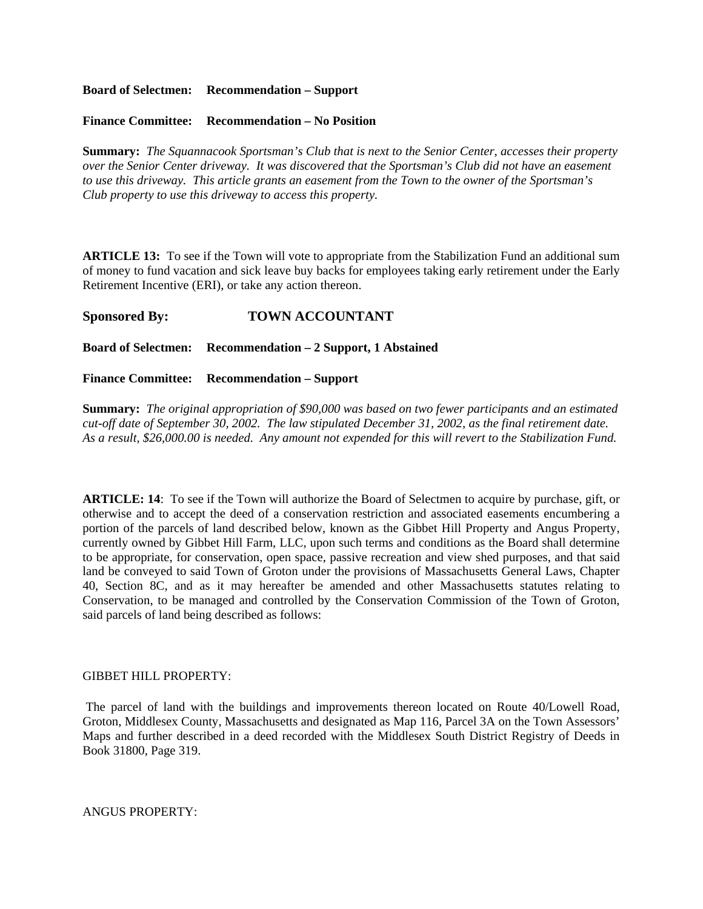**Board of Selectmen: Recommendation – Support**

**Finance Committee: Recommendation – No Position**

**Summary:** *The Squannacook Sportsman's Club that is next to the Senior Center, accesses their property over the Senior Center driveway. It was discovered that the Sportsman's Club did not have an easement to use this driveway. This article grants an easement from the Town to the owner of the Sportsman's Club property to use this driveway to access this property.*

**ARTICLE 13:** To see if the Town will vote to appropriate from the Stabilization Fund an additional sum of money to fund vacation and sick leave buy backs for employees taking early retirement under the Early Retirement Incentive (ERI), or take any action thereon.

**Sponsored By: TOWN ACCOUNTANT**

**Board of Selectmen: Recommendation – 2 Support, 1 Abstained**

**Finance Committee: Recommendation – Support**

**Summary:** *The original appropriation of $90,000 was based on two fewer participants and an estimated cut-off date of September 30, 2002. The law stipulated December 31, 2002, as the final retirement date. As a result, $26,000.00 is needed. Any amount not expended for this will revert to the Stabilization Fund.*

**ARTICLE: 14**: To see if the Town will authorize the Board of Selectmen to acquire by purchase, gift, or otherwise and to accept the deed of a conservation restriction and associated easements encumbering a portion of the parcels of land described below, known as the Gibbet Hill Property and Angus Property, currently owned by Gibbet Hill Farm, LLC, upon such terms and conditions as the Board shall determine to be appropriate, for conservation, open space, passive recreation and view shed purposes, and that said land be conveyed to said Town of Groton under the provisions of Massachusetts General Laws, Chapter 40, Section 8C, and as it may hereafter be amended and other Massachusetts statutes relating to Conservation, to be managed and controlled by the Conservation Commission of the Town of Groton, said parcels of land being described as follows:

GIBBET HILL PROPERTY:

The parcel of land with the buildings and improvements thereon located on Route 40/Lowell Road, Groton, Middlesex County, Massachusetts and designated as Map 116, Parcel 3A on the Town Assessors' Maps and further described in a deed recorded with the Middlesex South District Registry of Deeds in Book 31800, Page 319.

ANGUS PROPERTY: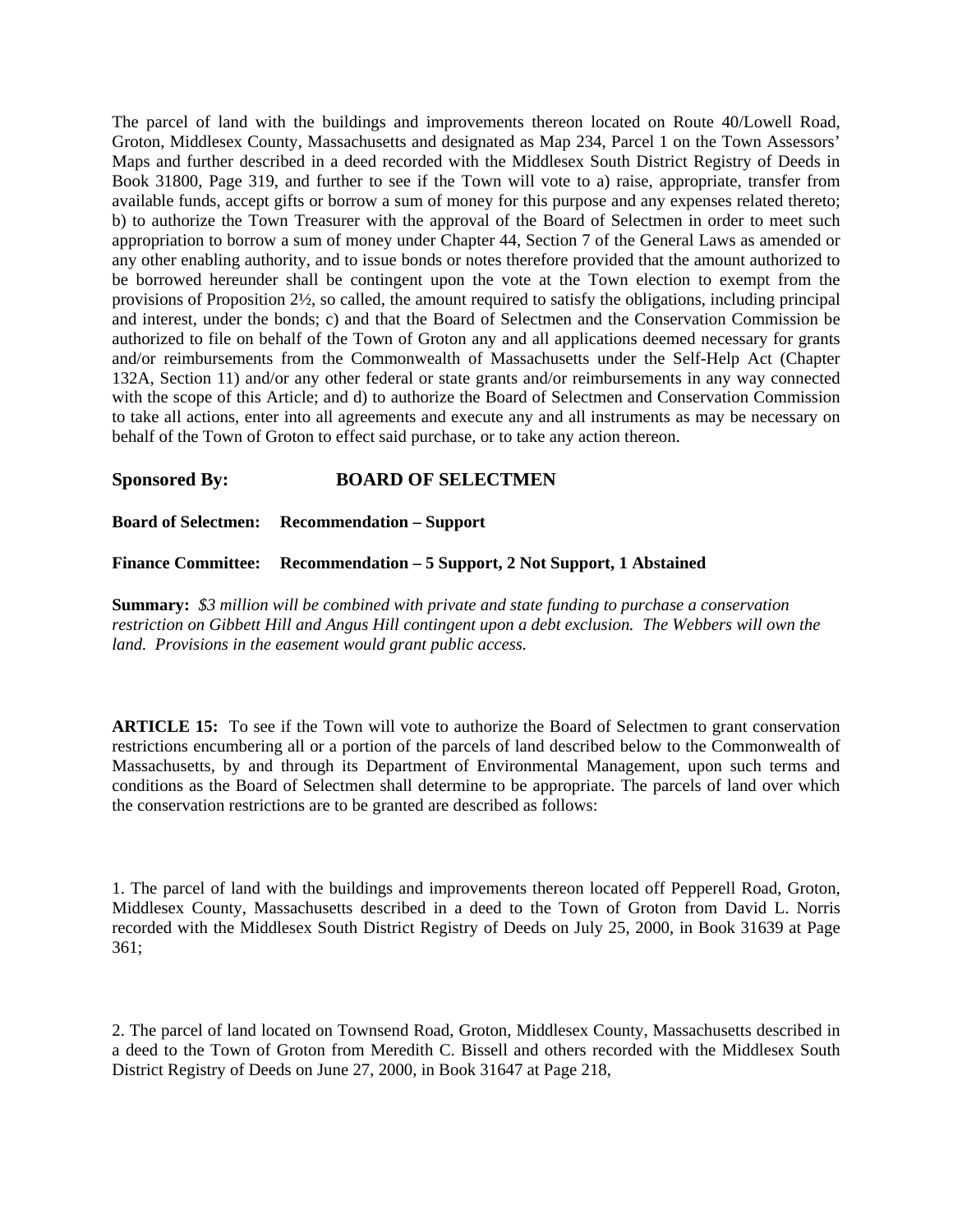The parcel of land with the buildings and improvements thereon located on Route 40/Lowell Road, Groton, Middlesex County, Massachusetts and designated as Map 234, Parcel 1 on the Town Assessors' Maps and further described in a deed recorded with the Middlesex South District Registry of Deeds in Book 31800, Page 319, and further to see if the Town will vote to a) raise, appropriate, transfer from available funds, accept gifts or borrow a sum of money for this purpose and any expenses related thereto; b) to authorize the Town Treasurer with the approval of the Board of Selectmen in order to meet such appropriation to borrow a sum of money under Chapter 44, Section 7 of the General Laws as amended or any other enabling authority, and to issue bonds or notes therefore provided that the amount authorized to be borrowed hereunder shall be contingent upon the vote at the Town election to exempt from the provisions of Proposition 2½, so called, the amount required to satisfy the obligations, including principal and interest, under the bonds; c) and that the Board of Selectmen and the Conservation Commission be authorized to file on behalf of the Town of Groton any and all applications deemed necessary for grants and/or reimbursements from the Commonwealth of Massachusetts under the Self-Help Act (Chapter 132A, Section 11) and/or any other federal or state grants and/or reimbursements in any way connected with the scope of this Article; and d) to authorize the Board of Selectmen and Conservation Commission to take all actions, enter into all agreements and execute any and all instruments as may be necessary on behalf of the Town of Groton to effect said purchase, or to take any action thereon.

**Sponsored By: BOARD OF SELECTMEN**

**Board of Selectmen: Recommendation – Support**

**Finance Committee: Recommendation – 5 Support, 2 Not Support, 1 Abstained**

**Summary:** *$3 million will be combined with private and state funding to purchase a conservation restriction on Gibbett Hill and Angus Hill contingent upon a debt exclusion. The Webbers will own the land. Provisions in the easement would grant public access.*

**ARTICLE 15:** To see if the Town will vote to authorize the Board of Selectmen to grant conservation restrictions encumbering all or a portion of the parcels of land described below to the Commonwealth of Massachusetts, by and through its Department of Environmental Management, upon such terms and conditions as the Board of Selectmen shall determine to be appropriate. The parcels of land over which the conservation restrictions are to be granted are described as follows:

1. The parcel of land with the buildings and improvements thereon located off Pepperell Road, Groton, Middlesex County, Massachusetts described in a deed to the Town of Groton from David L. Norris recorded with the Middlesex South District Registry of Deeds on July 25, 2000, in Book 31639 at Page 361;

2. The parcel of land located on Townsend Road, Groton, Middlesex County, Massachusetts described in a deed to the Town of Groton from Meredith C. Bissell and others recorded with the Middlesex South District Registry of Deeds on June 27, 2000, in Book 31647 at Page 218,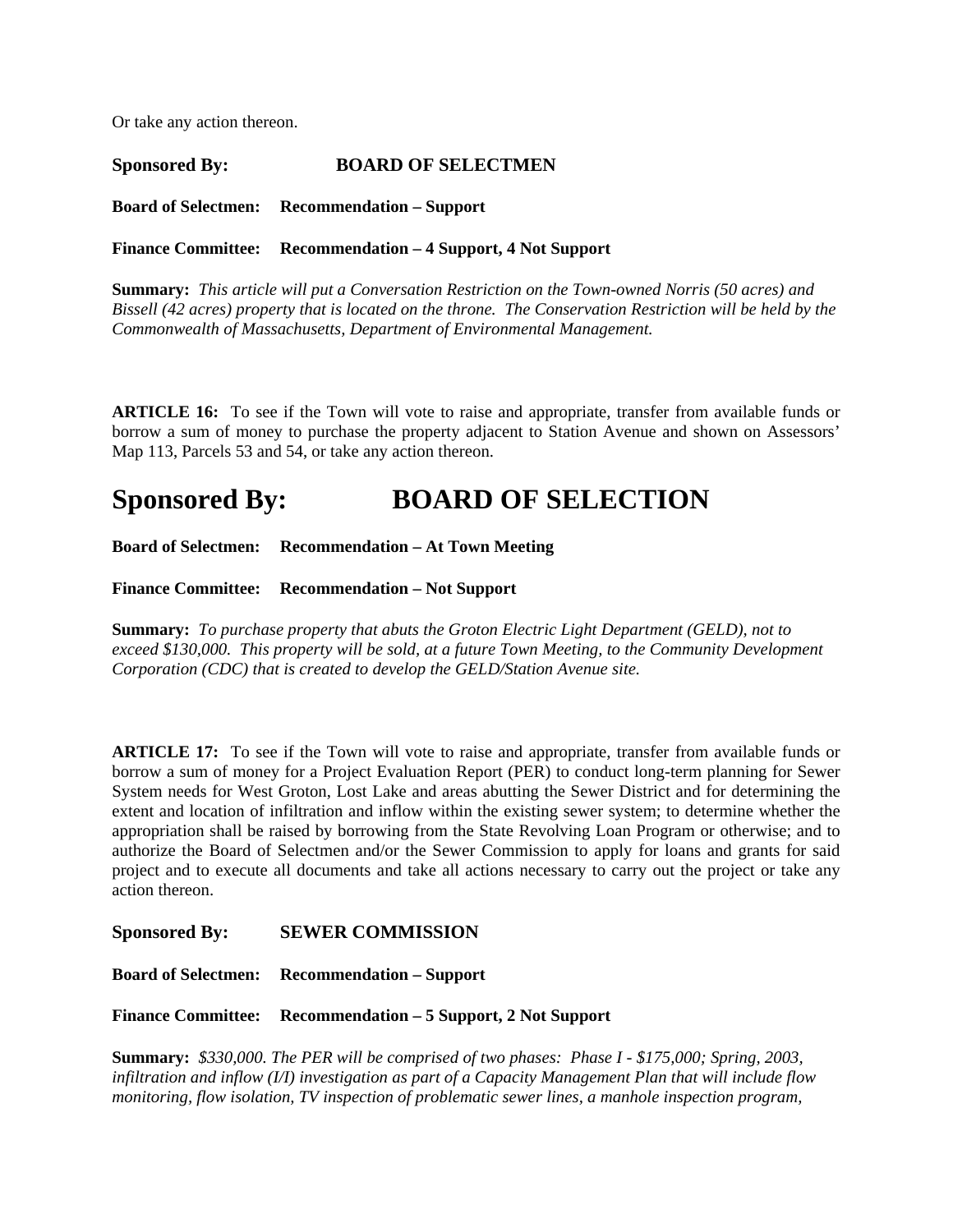Or take any action thereon.

**Sponsored By: BOARD OF SELECTMEN**

**Board of Selectmen: Recommendation – Support**

**Finance Committee: Recommendation – 4 Support, 4 Not Support**

**Summary:** *This article will put a Conversation Restriction on the Town-owned Norris (50 acres) and Bissell (42 acres) property that is located on the throne. The Conservation Restriction will be held by the Commonwealth of Massachusetts, Department of Environmental Management.*

**ARTICLE 16:** To see if the Town will vote to raise and appropriate, transfer from available funds or borrow a sum of money to purchase the property adjacent to Station Avenue and shown on Assessors' Map 113, Parcels 53 and 54, or take any action thereon.

# Sponsored By: BOARD OF SELECTION

**Board of Selectmen: Recommendation – At Town Meeting**

**Finance Committee: Recommendation – Not Support**

**Summary:** *To purchase property that abuts the Groton Electric Light Department (GELD), not to exceed $130,000. This property will be sold, at a future Town Meeting, to the Community Development Corporation (CDC) that is created to develop the GELD/Station Avenue site.*

**ARTICLE 17:** To see if the Town will vote to raise and appropriate, transfer from available funds or borrow a sum of money for a Project Evaluation Report (PER) to conduct long-term planning for Sewer System needs for West Groton, Lost Lake and areas abutting the Sewer District and for determining the extent and location of infiltration and inflow within the existing sewer system; to determine whether the appropriation shall be raised by borrowing from the State Revolving Loan Program or otherwise; and to authorize the Board of Selectmen and/or the Sewer Commission to apply for loans and grants for said project and to execute all documents and take all actions necessary to carry out the project or take any action thereon.

**Sponsored By: SEWER COMMISSION**

**Board of Selectmen: Recommendation – Support**

**Finance Committee: Recommendation – 5 Support, 2 Not Support**

**Summary:** *$330,000. The PER will be comprised of two phases: Phase I - $175,000; Spring, 2003, infiltration and inflow (I/I) investigation as part of a Capacity Management Plan that will include flow monitoring, flow isolation, TV inspection of problematic sewer lines, a manhole inspection program,*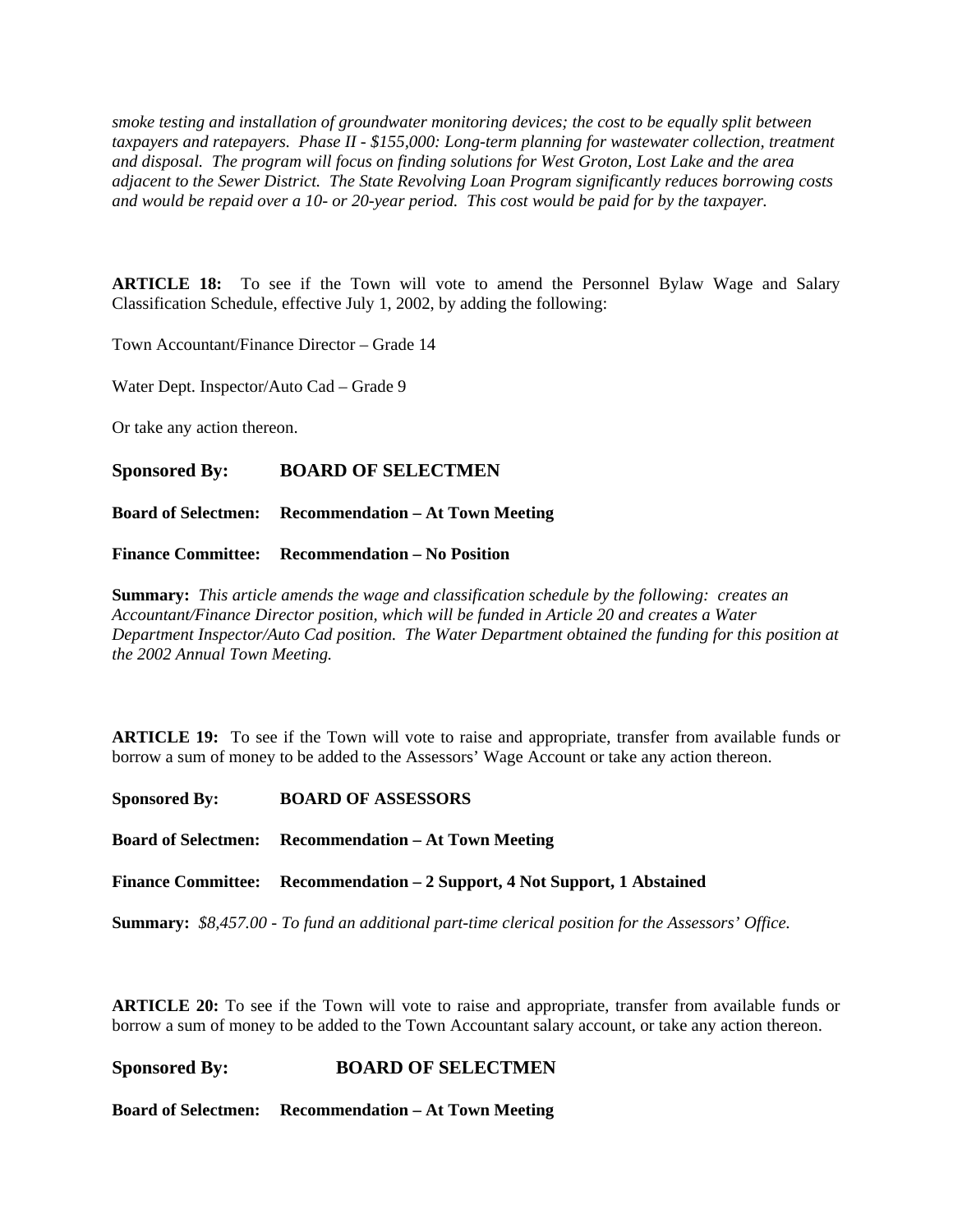*smoke testing and installation of groundwater monitoring devices; the cost to be equally split between taxpayers and ratepayers. Phase II - $155,000: Long-term planning for wastewater collection, treatment and disposal. The program will focus on finding solutions for West Groton, Lost Lake and the area adjacent to the Sewer District. The State Revolving Loan Program significantly reduces borrowing costs and would be repaid over a 10- or 20-year period. This cost would be paid for by the taxpayer.*

**ARTICLE 18:** To see if the Town will vote to amend the Personnel Bylaw Wage and Salary Classification Schedule, effective July 1, 2002, by adding the following:

Town Accountant/Finance Director – Grade 14

Water Dept. Inspector/Auto Cad – Grade 9

Or take any action thereon.

**Sponsored By: BOARD OF SELECTMEN**

**Board of Selectmen: Recommendation – At Town Meeting**

**Finance Committee: Recommendation – No Position**

**Summary:** *This article amends the wage and classification schedule by the following: creates an Accountant/Finance Director position, which will be funded in Article 20 and creates a Water Department Inspector/Auto Cad position. The Water Department obtained the funding for this position at the 2002 Annual Town Meeting.*

**ARTICLE 19:** To see if the Town will vote to raise and appropriate, transfer from available funds or borrow a sum of money to be added to the Assessors' Wage Account or take any action thereon.

**Sponsored By: BOARD OF ASSESSORS**

**Board of Selectmen: Recommendation – At Town Meeting**

**Finance Committee: Recommendation – 2 Support, 4 Not Support, 1 Abstained**

**Summary:** *$8,457.00 - To fund an additional part-time clerical position for the Assessors' Office.*

**ARTICLE 20:** To see if the Town will vote to raise and appropriate, transfer from available funds or borrow a sum of money to be added to the Town Accountant salary account, or take any action thereon.

**Sponsored By: BOARD OF SELECTMEN**

**Board of Selectmen: Recommendation – At Town Meeting**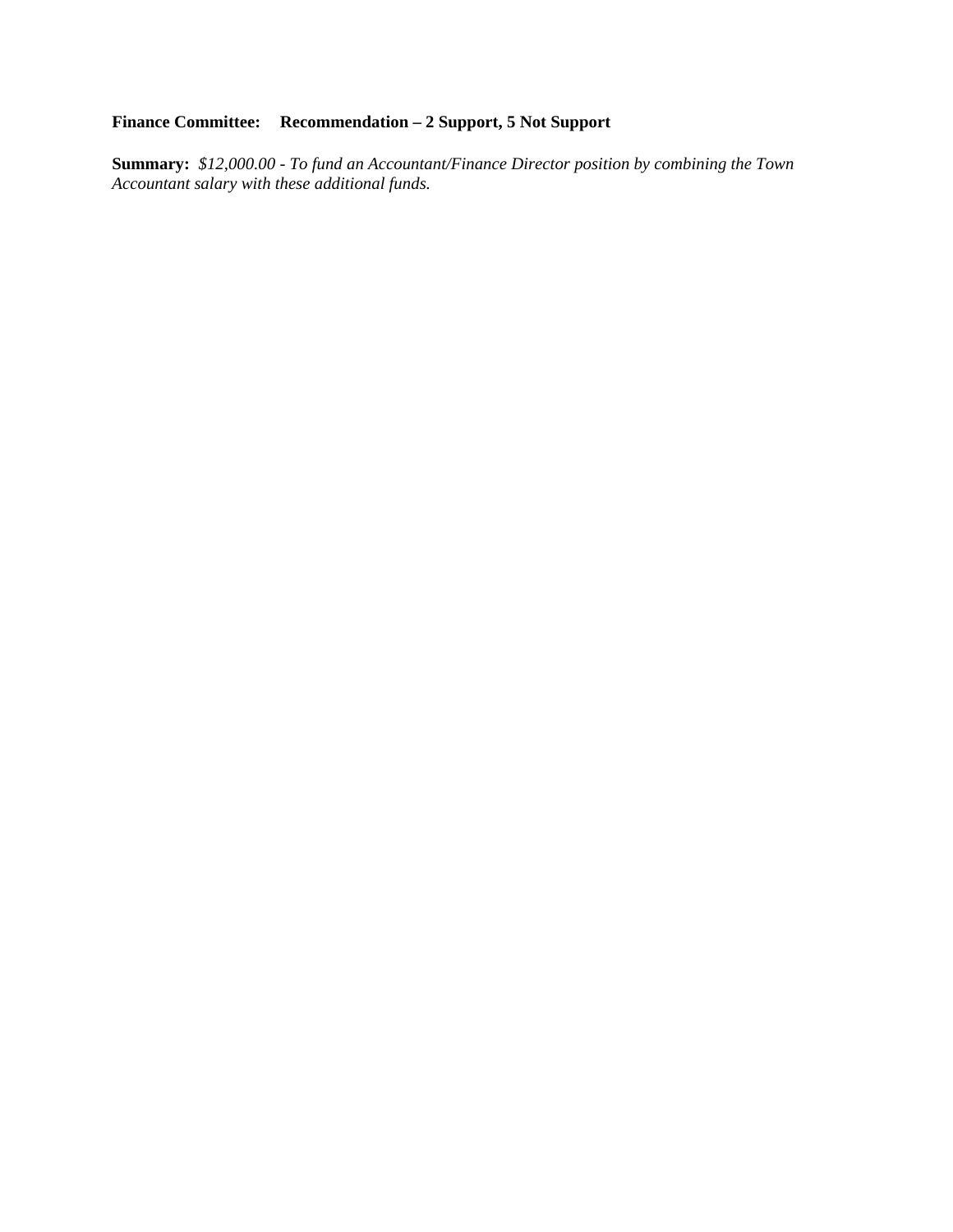**Finance Committee:** **Recommendation – 2 Support, 5 Not Support**

**Summary:** *$12,000.00 - To fund an Accountant/Finance Director position by combining the Town Accountant salary with these additional funds.*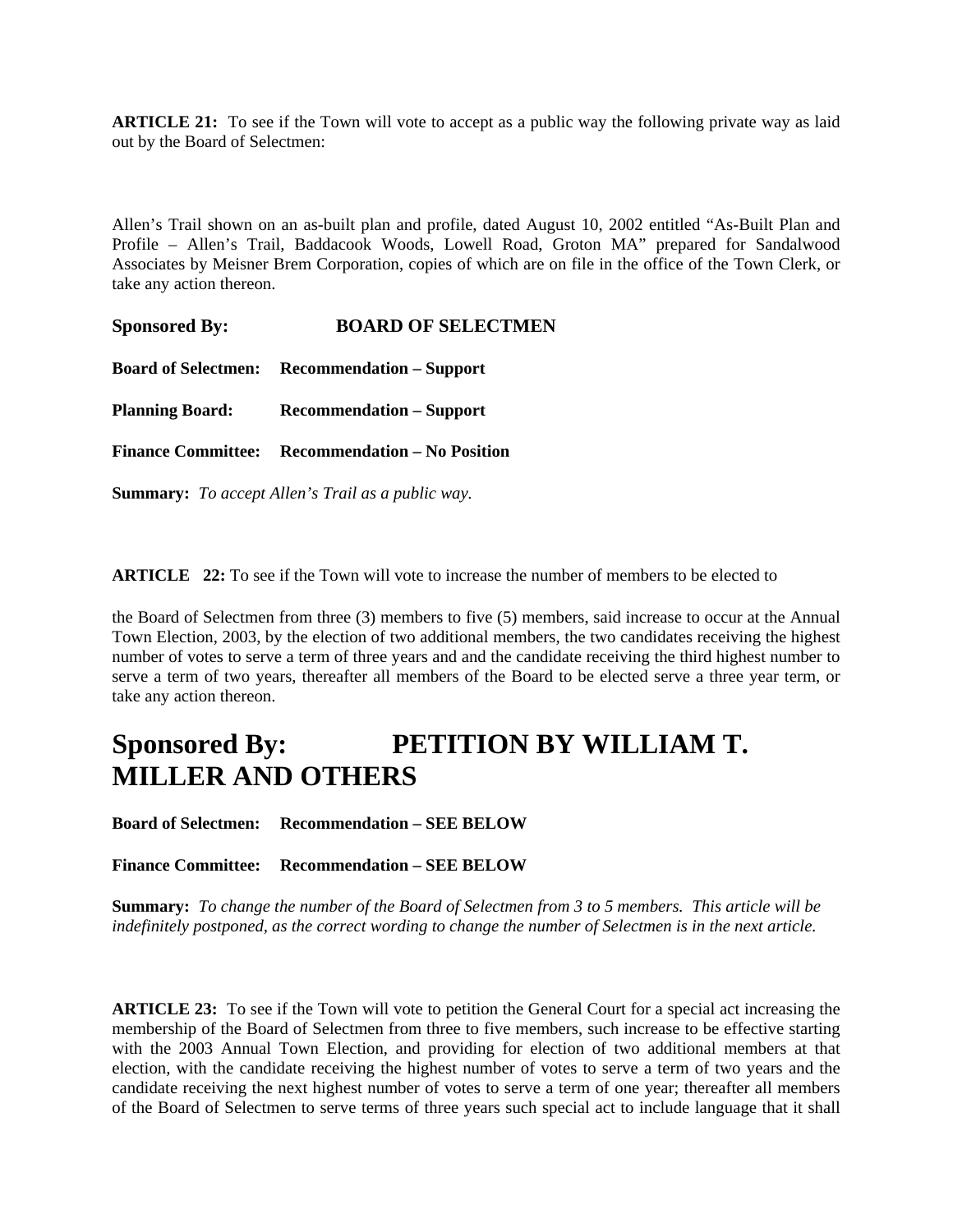**ARTICLE 21:** To see if the Town will vote to accept as a public way the following private way as laid out by the Board of Selectmen:

Allen's Trail shown on an as-built plan and profile, dated August 10, 2002 entitled "As-Built Plan and Profile – Allen's Trail, Baddacook Woods, Lowell Road, Groton MA" prepared for Sandalwood Associates by Meisner Brem Corporation, copies of which are on file in the office of the Town Clerk, or take any action thereon.

**Sponsored By: BOARD OF SELECTMEN**

**Board of Selectmen: Recommendation – Support**

**Planning Board: Recommendation – Support**

**Finance Committee: Recommendation – No Position**

**Summary:** *To accept Allen's Trail as a public way.*

**ARTICLE 22:** To see if the Town will vote to increase the number of members to be elected to

the Board of Selectmen from three (3) members to five (5) members, said increase to occur at the Annual Town Election, 2003, by the election of two additional members, the two candidates receiving the highest number of votes to serve a term of three years and and the candidate receiving the third highest number to serve a term of two years, thereafter all members of the Board to be elected serve a three year term, or take any action thereon.

# Sponsored By: PETITION BY WILLIAM T. MILLER AND OTHERS

**Board of Selectmen: Recommendation – SEE BELOW**

**Finance Committee: Recommendation – SEE BELOW**

**Summary:** *To change the number of the Board of Selectmen from 3 to 5 members. This article will be indefinitely postponed, as the correct wording to change the number of Selectmen is in the next article.*

**ARTICLE 23:** To see if the Town will vote to petition the General Court for a special act increasing the membership of the Board of Selectmen from three to five members, such increase to be effective starting with the 2003 Annual Town Election, and providing for election of two additional members at that election, with the candidate receiving the highest number of votes to serve a term of two years and the candidate receiving the next highest number of votes to serve a term of one year; thereafter all members of the Board of Selectmen to serve terms of three years such special act to include language that it shall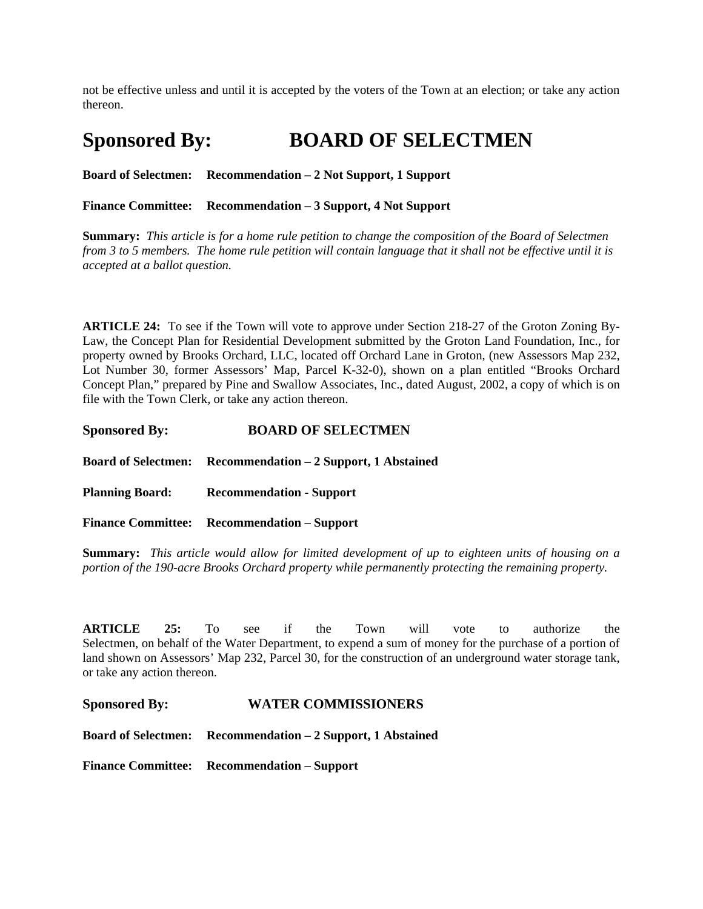not be effective unless and until it is accepted by the voters of the Town at an election; or take any action thereon.

# Sponsored By: BOARD OF SELECTMEN

**Board of Selectmen: Recommendation – 2 Not Support, 1 Support**

**Finance Committee: Recommendation – 3 Support, 4 Not Support**

**Summary:** *This article is for a home rule petition to change the composition of the Board of Selectmen from 3 to 5 members. The home rule petition will contain language that it shall not be effective until it is accepted at a ballot question.*

**ARTICLE 24:** To see if the Town will vote to approve under Section 218-27 of the Groton Zoning By-Law, the Concept Plan for Residential Development submitted by the Groton Land Foundation, Inc., for property owned by Brooks Orchard, LLC, located off Orchard Lane in Groton, (new Assessors Map 232, Lot Number 30, former Assessors' Map, Parcel K-32-0), shown on a plan entitled "Brooks Orchard Concept Plan," prepared by Pine and Swallow Associates, Inc., dated August, 2002, a copy of which is on file with the Town Clerk, or take any action thereon.

**Sponsored By: BOARD OF SELECTMEN**

**Board of Selectmen: Recommendation – 2 Support, 1 Abstained**

**Planning Board: Recommendation - Support**

**Finance Committee: Recommendation – Support**

**Summary:** *This article would allow for limited development of up to eighteen units of housing on a portion of the 190-acre Brooks Orchard property while permanently protecting the remaining property.*

**ARTICLE 25:** To see if the Town will vote to authorize the Selectmen, on behalf of the Water Department, to expend a sum of money for the purchase of a portion of land shown on Assessors' Map 232, Parcel 30, for the construction of an underground water storage tank, or take any action thereon.

**Sponsored By: WATER COMMISSIONERS**

**Board of Selectmen: Recommendation – 2 Support, 1 Abstained**

**Finance Committee: Recommendation – Support**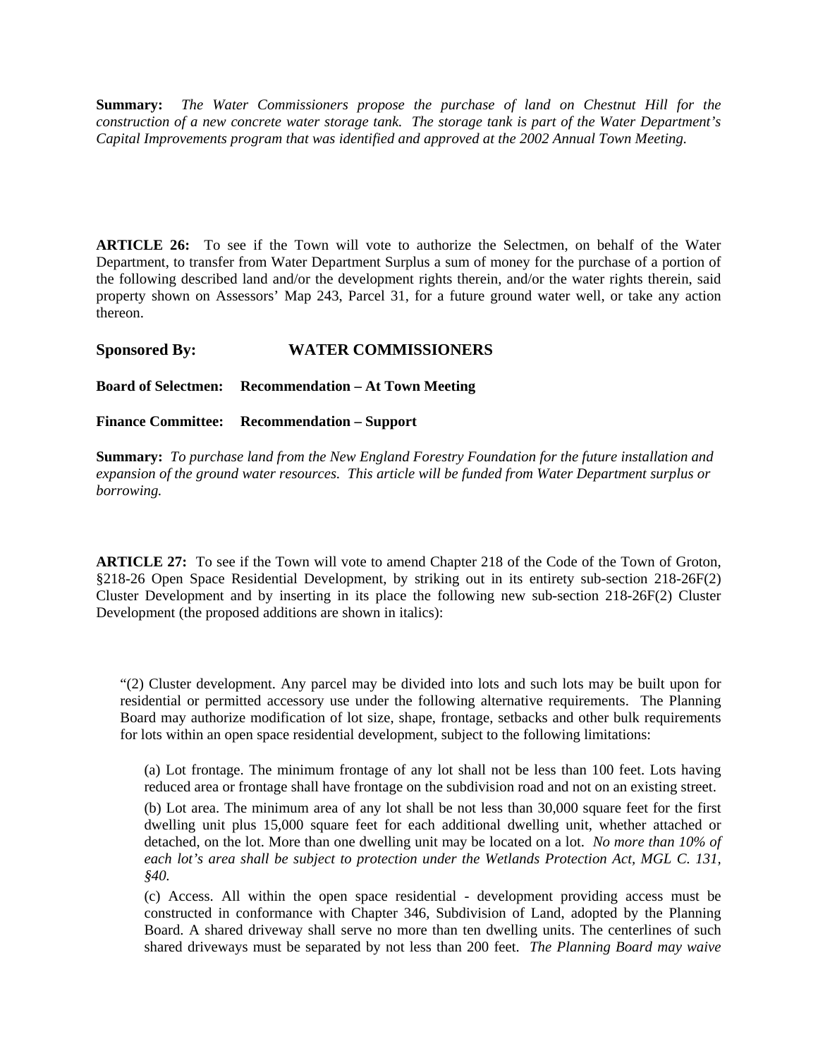**Summary:** *The Water Commissioners propose the purchase of land on Chestnut Hill for the construction of a new concrete water storage tank. The storage tank is part of the Water Department's Capital Improvements program that was identified and approved at the 2002 Annual Town Meeting.*

**ARTICLE 26:** To see if the Town will vote to authorize the Selectmen, on behalf of the Water Department, to transfer from Water Department Surplus a sum of money for the purchase of a portion of the following described land and/or the development rights therein, and/or the water rights therein, said property shown on Assessors' Map 243, Parcel 31, for a future ground water well, or take any action thereon.

**Sponsored By: WATER COMMISSIONERS**

**Board of Selectmen: Recommendation – At Town Meeting**

**Finance Committee: Recommendation – Support**

**Summary:** *To purchase land from the New England Forestry Foundation for the future installation and expansion of the ground water resources. This article will be funded from Water Department surplus or borrowing.*

**ARTICLE 27:** To see if the Town will vote to amend Chapter 218 of the Code of the Town of Groton, §218-26 Open Space Residential Development, by striking out in its entirety sub-section 218-26F(2) Cluster Development and by inserting in its place the following new sub-section 218-26F(2) Cluster Development (the proposed additions are shown in italics):

"(2) Cluster development. Any parcel may be divided into lots and such lots may be built upon for residential or permitted accessory use under the following alternative requirements. The Planning Board may authorize modification of lot size, shape, frontage, setbacks and other bulk requirements for lots within an open space residential development, subject to the following limitations:

(a) Lot frontage. The minimum frontage of any lot shall not be less than 100 feet. Lots having reduced area or frontage shall have frontage on the subdivision road and not on an existing street.

(b) Lot area. The minimum area of any lot shall be not less than 30,000 square feet for the first dwelling unit plus 15,000 square feet for each additional dwelling unit, whether attached or detached, on the lot. More than one dwelling unit may be located on a lot. *No more than 10% of each lot's area shall be subject to protection under the Wetlands Protection Act, MGL C. 131, §40.*

(c) Access. All within the open space residential - development providing access must be constructed in conformance with Chapter 346, Subdivision of Land, adopted by the Planning Board. A shared driveway shall serve no more than ten dwelling units. The centerlines of such shared driveways must be separated by not less than 200 feet. *The Planning Board may waive*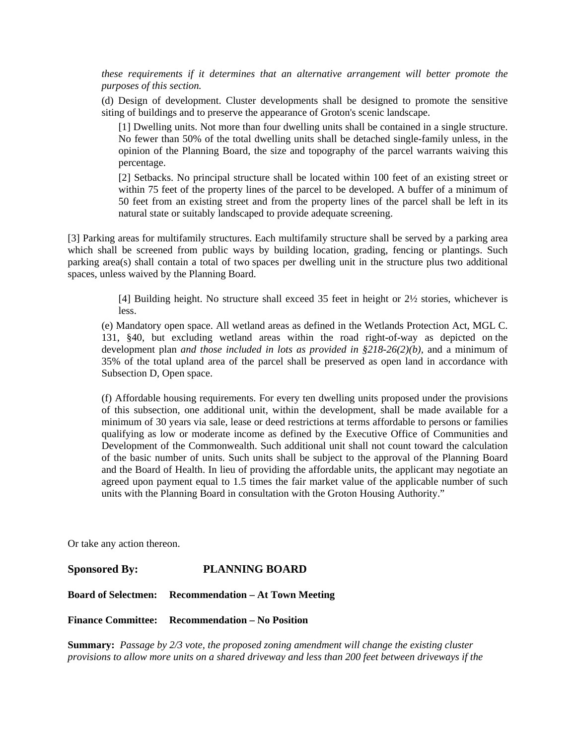*these requirements if it determines that an alternative arrangement will better promote the purposes of this section.*

(d) Design of development. Cluster developments shall be designed to promote the sensitive siting of buildings and to preserve the appearance of Groton's scenic landscape.

[1] Dwelling units. Not more than four dwelling units shall be contained in a single structure. No fewer than 50% of the total dwelling units shall be detached single-family unless, in the opinion of the Planning Board, the size and topography of the parcel warrants waiving this percentage.

[2] Setbacks. No principal structure shall be located within 100 feet of an existing street or within 75 feet of the property lines of the parcel to be developed. A buffer of a minimum of 50 feet from an existing street and from the property lines of the parcel shall be left in its natural state or suitably landscaped to provide adequate screening.

[3] Parking areas for multifamily structures. Each multifamily structure shall be served by a parking area which shall be screened from public ways by building location, grading, fencing or plantings. Such parking area(s) shall contain a total of two spaces per dwelling unit in the structure plus two additional spaces, unless waived by the Planning Board.

[4] Building height. No structure shall exceed 35 feet in height or 2½ stories, whichever is less.

(e) Mandatory open space. All wetland areas as defined in the Wetlands Protection Act, MGL C. 131, §40, but excluding wetland areas within the road right-of-way as depicted on the development plan *and those included in lots as provided in §218-26(2)(b)*, and a minimum of 35% of the total upland area of the parcel shall be preserved as open land in accordance with Subsection D, Open space.

(f) Affordable housing requirements. For every ten dwelling units proposed under the provisions of this subsection, one additional unit, within the development, shall be made available for a minimum of 30 years via sale, lease or deed restrictions at terms affordable to persons or families qualifying as low or moderate income as defined by the Executive Office of Communities and Development of the Commonwealth. Such additional unit shall not count toward the calculation of the basic number of units. Such units shall be subject to the approval of the Planning Board and the Board of Health. In lieu of providing the affordable units, the applicant may negotiate an agreed upon payment equal to 1.5 times the fair market value of the applicable number of such units with the Planning Board in consultation with the Groton Housing Authority."

Or take any action thereon.

**Sponsored By: PLANNING BOARD**

**Board of Selectmen: Recommendation – At Town Meeting**

**Finance Committee: Recommendation – No Position**

**Summary:** *Passage by 2/3 vote, the proposed zoning amendment will change the existing cluster provisions to allow more units on a shared driveway and less than 200 feet between driveways if the*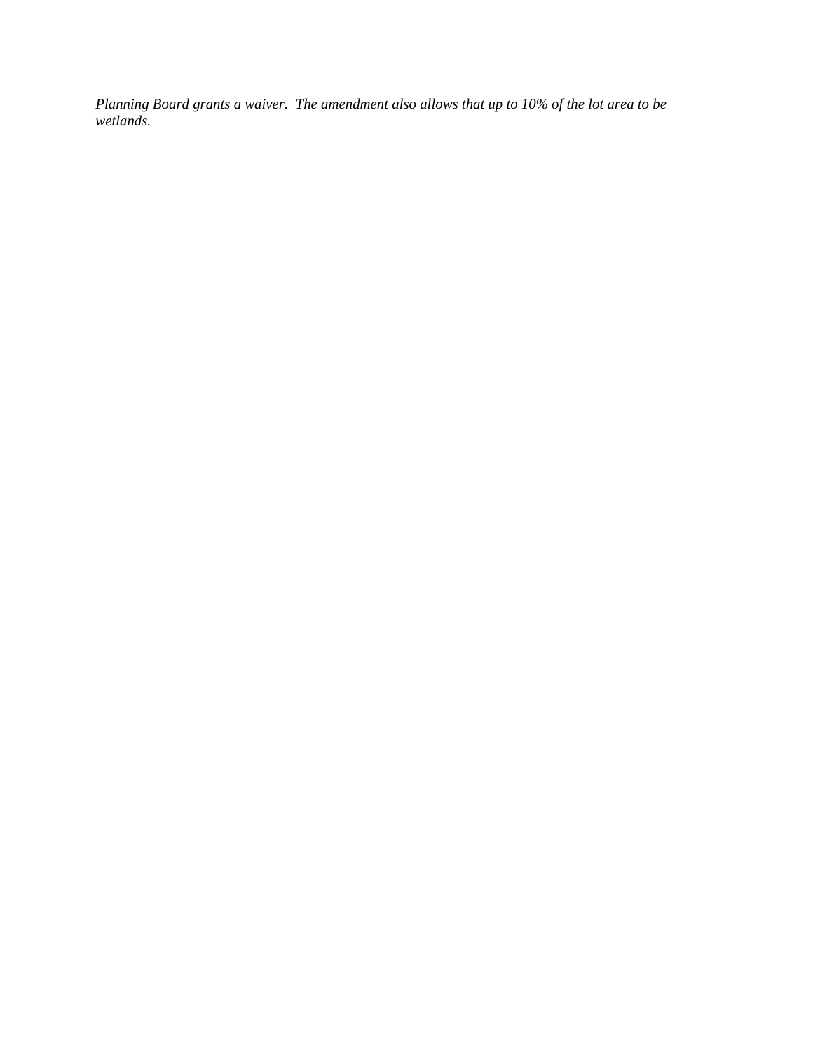*Planning Board grants a waiver.  The amendment also allows that up to 10% of the lot area to be wetlands.*